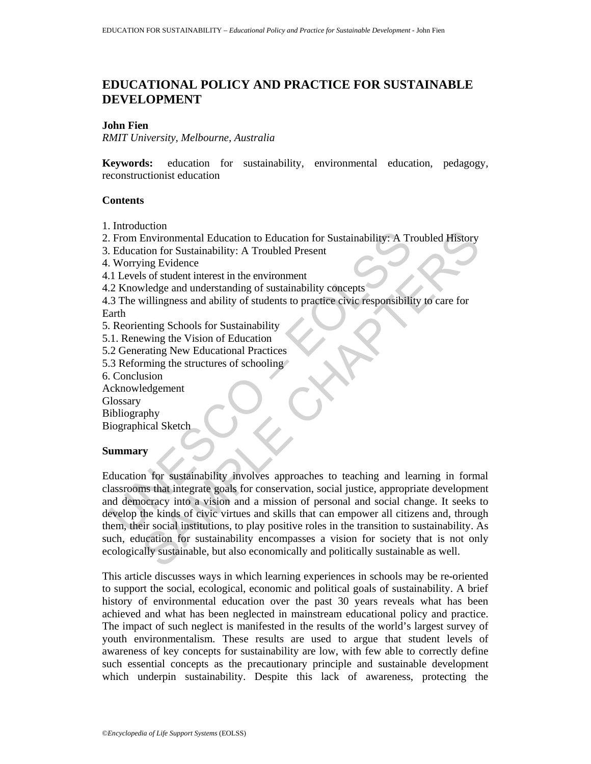# EDUCATIONAL POLICY AND PRACTICE FOR SUSTAINABLE DEVELOPMENT

**John Fien**

*RMIT University, Melbourne, Australia*

**Keywords:** education for sustainability, environmental education, pedagogy, reconstructionist education

## Contents

1. Introduction
2. From Environmental Education to Education for Sustainability: A Troubled History
3. Education for Sustainability: A Troubled Present
4. Worrying Evidence
4.1 Levels of student interest in the environment
4.2 Knowledge and understanding of sustainability concepts
4.3 The willingness and ability of students to practice civic responsibility to care for Earth
5. Reorienting Schools for Sustainability
5.1. Renewing the Vision of Education
5.2 Generating New Educational Practices
5.3 Reforming the structures of schooling
6. Conclusion
Acknowledgement
Glossary
Bibliography
Biographical Sketch

## Summary

Education for sustainability involves approaches to teaching and learning in formal classrooms that integrate goals for conservation, social justice, appropriate development and democracy into a vision and a mission of personal and social change. It seeks to develop the kinds of civic virtues and skills that can empower all citizens and, through them, their social institutions, to play positive roles in the transition to sustainability. As such, education for sustainability encompasses a vision for society that is not only ecologically sustainable, but also economically and politically sustainable as well.

This article discusses ways in which learning experiences in schools may be re-oriented to support the social, ecological, economic and political goals of sustainability. A brief history of environmental education over the past 30 years reveals what has been achieved and what has been neglected in mainstream educational policy and practice. The impact of such neglect is manifested in the results of the world's largest survey of youth environmentalism. These results are used to argue that student levels of awareness of key concepts for sustainability are low, with few able to correctly define such essential concepts as the precautionary principle and sustainable development which underpin sustainability. Despite this lack of awareness, protecting the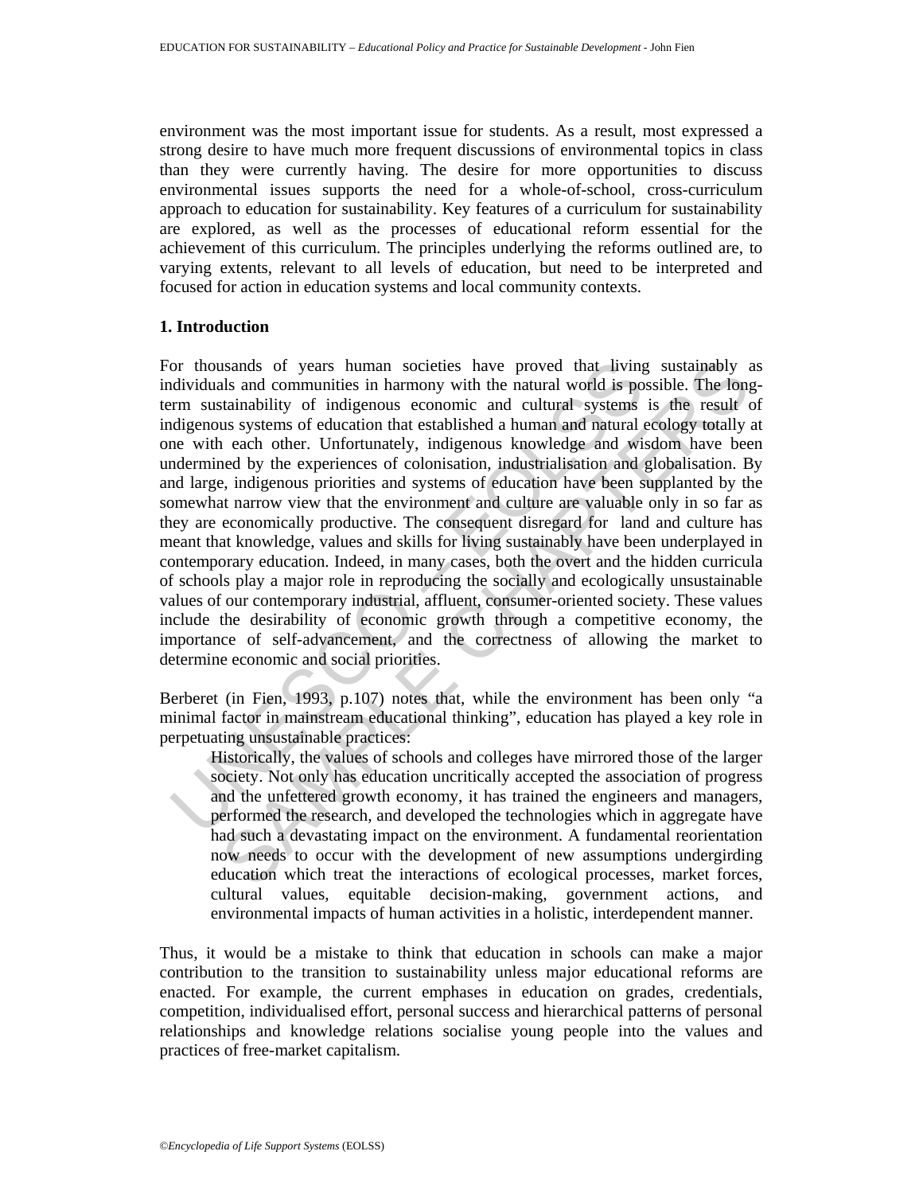environment was the most important issue for students. As a result, most expressed a strong desire to have much more frequent discussions of environmental topics in class than they were currently having. The desire for more opportunities to discuss environmental issues supports the need for a whole-of-school, cross-curriculum approach to education for sustainability. Key features of a curriculum for sustainability are explored, as well as the processes of educational reform essential for the achievement of this curriculum. The principles underlying the reforms outlined are, to varying extents, relevant to all levels of education, but need to be interpreted and focused for action in education systems and local community contexts.

## 1. Introduction

For thousands of years human societies have proved that living sustainably as individuals and communities in harmony with the natural world is possible. The long-term sustainability of indigenous economic and cultural systems is the result of indigenous systems of education that established a human and natural ecology totally at one with each other. Unfortunately, indigenous knowledge and wisdom have been undermined by the experiences of colonisation, industrialisation and globalisation. By and large, indigenous priorities and systems of education have been supplanted by the somewhat narrow view that the environment and culture are valuable only in so far as they are economically productive. The consequent disregard for land and culture has meant that knowledge, values and skills for living sustainably have been underplayed in contemporary education. Indeed, in many cases, both the overt and the hidden curricula of schools play a major role in reproducing the socially and ecologically unsustainable values of our contemporary industrial, affluent, consumer-oriented society. These values include the desirability of economic growth through a competitive economy, the importance of self-advancement, and the correctness of allowing the market to determine economic and social priorities.

Berberet (in Fien, 1993, p.107) notes that, while the environment has been only "a minimal factor in mainstream educational thinking", education has played a key role in perpetuating unsustainable practices:

> Historically, the values of schools and colleges have mirrored those of the larger society. Not only has education uncritically accepted the association of progress and the unfettered growth economy, it has trained the engineers and managers, performed the research, and developed the technologies which in aggregate have had such a devastating impact on the environment. A fundamental reorientation now needs to occur with the development of new assumptions undergirding education which treat the interactions of ecological processes, market forces, cultural values, equitable decision-making, government actions, and environmental impacts of human activities in a holistic, interdependent manner.

Thus, it would be a mistake to think that education in schools can make a major contribution to the transition to sustainability unless major educational reforms are enacted. For example, the current emphases in education on grades, credentials, competition, individualised effort, personal success and hierarchical patterns of personal relationships and knowledge relations socialise young people into the values and practices of free-market capitalism.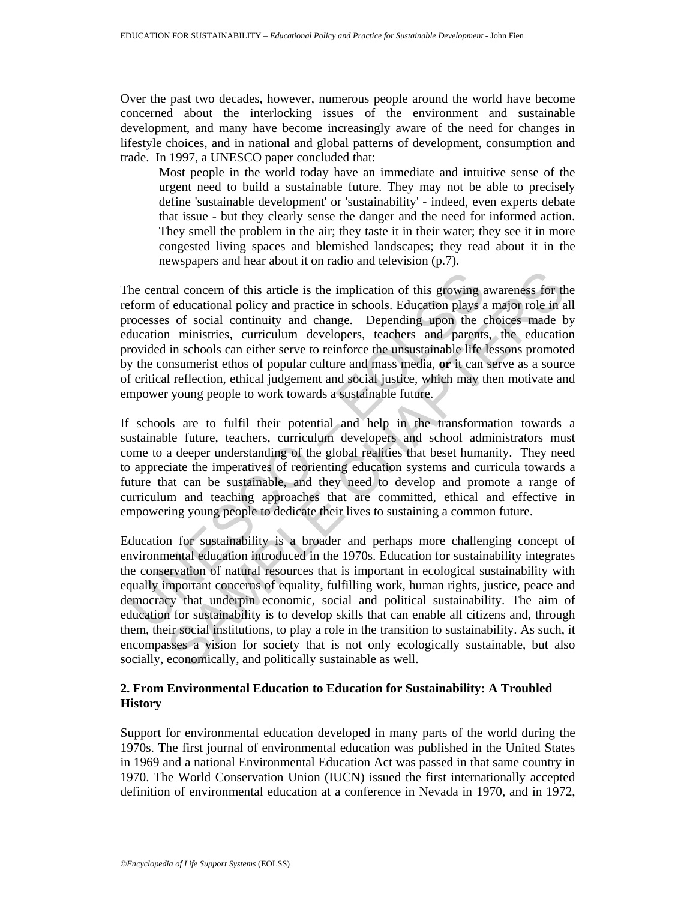Over the past two decades, however, numerous people around the world have become concerned about the interlocking issues of the environment and sustainable development, and many have become increasingly aware of the need for changes in lifestyle choices, and in national and global patterns of development, consumption and trade. In 1997, a UNESCO paper concluded that:

> Most people in the world today have an immediate and intuitive sense of the urgent need to build a sustainable future. They may not be able to precisely define 'sustainable development' or 'sustainability' - indeed, even experts debate that issue - but they clearly sense the danger and the need for informed action. They smell the problem in the air; they taste it in their water; they see it in more congested living spaces and blemished landscapes; they read about it in the newspapers and hear about it on radio and television (p.7).

The central concern of this article is the implication of this growing awareness for the reform of educational policy and practice in schools. Education plays a major role in all processes of social continuity and change. Depending upon the choices made by education ministries, curriculum developers, teachers and parents, the education provided in schools can either serve to reinforce the unsustainable life lessons promoted by the consumerist ethos of popular culture and mass media, **or** it can serve as a source of critical reflection, ethical judgement and social justice, which may then motivate and empower young people to work towards a sustainable future.

If schools are to fulfil their potential and help in the transformation towards a sustainable future, teachers, curriculum developers and school administrators must come to a deeper understanding of the global realities that beset humanity. They need to appreciate the imperatives of reorienting education systems and curricula towards a future that can be sustainable, and they need to develop and promote a range of curriculum and teaching approaches that are committed, ethical and effective in empowering young people to dedicate their lives to sustaining a common future.

Education for sustainability is a broader and perhaps more challenging concept of environmental education introduced in the 1970s. Education for sustainability integrates the conservation of natural resources that is important in ecological sustainability with equally important concerns of equality, fulfilling work, human rights, justice, peace and democracy that underpin economic, social and political sustainability. The aim of education for sustainability is to develop skills that can enable all citizens and, through them, their social institutions, to play a role in the transition to sustainability. As such, it encompasses a vision for society that is not only ecologically sustainable, but also socially, economically, and politically sustainable as well.

## 2. From Environmental Education to Education for Sustainability: A Troubled History

Support for environmental education developed in many parts of the world during the 1970s. The first journal of environmental education was published in the United States in 1969 and a national Environmental Education Act was passed in that same country in 1970. The World Conservation Union (IUCN) issued the first internationally accepted definition of environmental education at a conference in Nevada in 1970, and in 1972,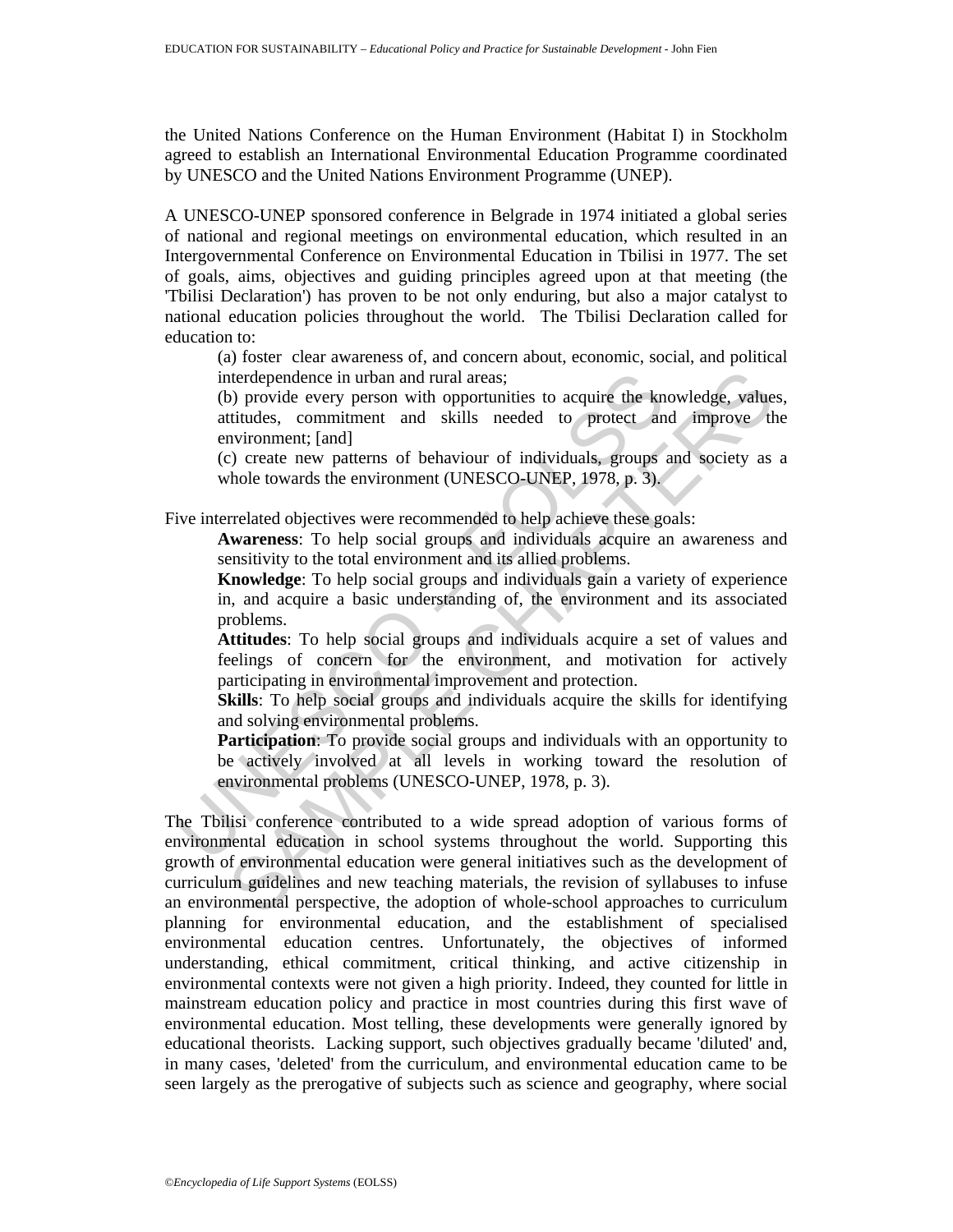the United Nations Conference on the Human Environment (Habitat I) in Stockholm agreed to establish an International Environmental Education Programme coordinated by UNESCO and the United Nations Environment Programme (UNEP).

A UNESCO-UNEP sponsored conference in Belgrade in 1974 initiated a global series of national and regional meetings on environmental education, which resulted in an Intergovernmental Conference on Environmental Education in Tbilisi in 1977. The set of goals, aims, objectives and guiding principles agreed upon at that meeting (the 'Tbilisi Declaration') has proven to be not only enduring, but also a major catalyst to national education policies throughout the world. The Tbilisi Declaration called for education to:

> (a) foster clear awareness of, and concern about, economic, social, and political interdependence in urban and rural areas;
>
> (b) provide every person with opportunities to acquire the knowledge, values, attitudes, commitment and skills needed to protect and improve the environment; [and]
>
> (c) create new patterns of behaviour of individuals, groups and society as a whole towards the environment (UNESCO-UNEP, 1978, p. 3).

Five interrelated objectives were recommended to help achieve these goals:

> **Awareness**: To help social groups and individuals acquire an awareness and sensitivity to the total environment and its allied problems.
>
> **Knowledge**: To help social groups and individuals gain a variety of experience in, and acquire a basic understanding of, the environment and its associated problems.
>
> **Attitudes**: To help social groups and individuals acquire a set of values and feelings of concern for the environment, and motivation for actively participating in environmental improvement and protection.
>
> **Skills**: To help social groups and individuals acquire the skills for identifying and solving environmental problems.
>
> **Participation**: To provide social groups and individuals with an opportunity to be actively involved at all levels in working toward the resolution of environmental problems (UNESCO-UNEP, 1978, p. 3).

The Tbilisi conference contributed to a wide spread adoption of various forms of environmental education in school systems throughout the world. Supporting this growth of environmental education were general initiatives such as the development of curriculum guidelines and new teaching materials, the revision of syllabuses to infuse an environmental perspective, the adoption of whole-school approaches to curriculum planning for environmental education, and the establishment of specialised environmental education centres. Unfortunately, the objectives of informed understanding, ethical commitment, critical thinking, and active citizenship in environmental contexts were not given a high priority. Indeed, they counted for little in mainstream education policy and practice in most countries during this first wave of environmental education. Most telling, these developments were generally ignored by educational theorists. Lacking support, such objectives gradually became 'diluted' and, in many cases, 'deleted' from the curriculum, and environmental education came to be seen largely as the prerogative of subjects such as science and geography, where social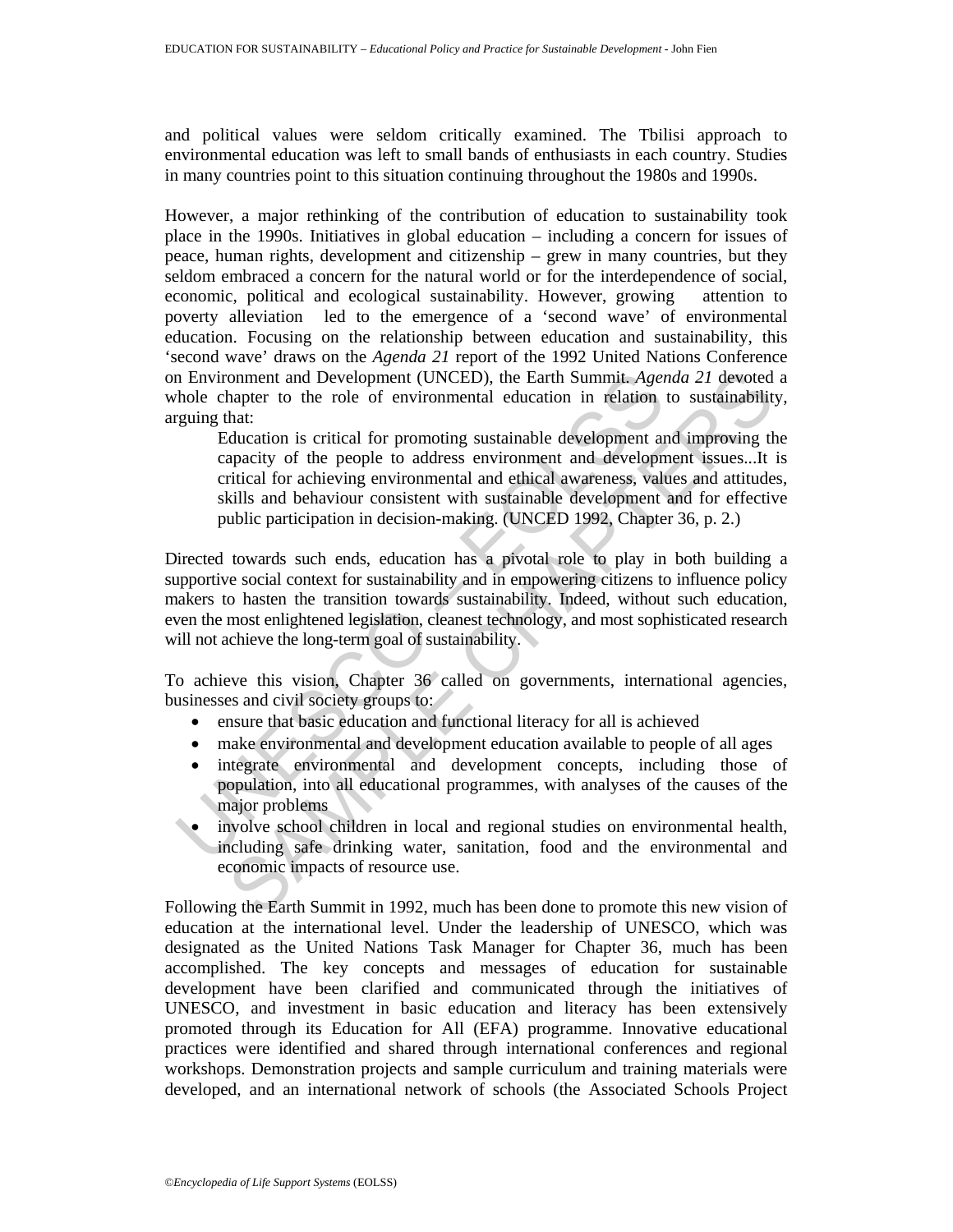and political values were seldom critically examined. The Tbilisi approach to environmental education was left to small bands of enthusiasts in each country. Studies in many countries point to this situation continuing throughout the 1980s and 1990s.

However, a major rethinking of the contribution of education to sustainability took place in the 1990s. Initiatives in global education – including a concern for issues of peace, human rights, development and citizenship – grew in many countries, but they seldom embraced a concern for the natural world or for the interdependence of social, economic, political and ecological sustainability. However, growing attention to poverty alleviation led to the emergence of a 'second wave' of environmental education. Focusing on the relationship between education and sustainability, this 'second wave' draws on the *Agenda 21* report of the 1992 United Nations Conference on Environment and Development (UNCED), the Earth Summit. *Agenda 21* devoted a whole chapter to the role of environmental education in relation to sustainability, arguing that:

> Education is critical for promoting sustainable development and improving the capacity of the people to address environment and development issues...It is critical for achieving environmental and ethical awareness, values and attitudes, skills and behaviour consistent with sustainable development and for effective public participation in decision-making. (UNCED 1992, Chapter 36, p. 2.)

Directed towards such ends, education has a pivotal role to play in both building a supportive social context for sustainability and in empowering citizens to influence policy makers to hasten the transition towards sustainability. Indeed, without such education, even the most enlightened legislation, cleanest technology, and most sophisticated research will not achieve the long-term goal of sustainability.

To achieve this vision, Chapter 36 called on governments, international agencies, businesses and civil society groups to:

- ensure that basic education and functional literacy for all is achieved
- make environmental and development education available to people of all ages
- integrate environmental and development concepts, including those of population, into all educational programmes, with analyses of the causes of the major problems
- involve school children in local and regional studies on environmental health, including safe drinking water, sanitation, food and the environmental and economic impacts of resource use.

Following the Earth Summit in 1992, much has been done to promote this new vision of education at the international level. Under the leadership of UNESCO, which was designated as the United Nations Task Manager for Chapter 36, much has been accomplished. The key concepts and messages of education for sustainable development have been clarified and communicated through the initiatives of UNESCO, and investment in basic education and literacy has been extensively promoted through its Education for All (EFA) programme. Innovative educational practices were identified and shared through international conferences and regional workshops. Demonstration projects and sample curriculum and training materials were developed, and an international network of schools (the Associated Schools Project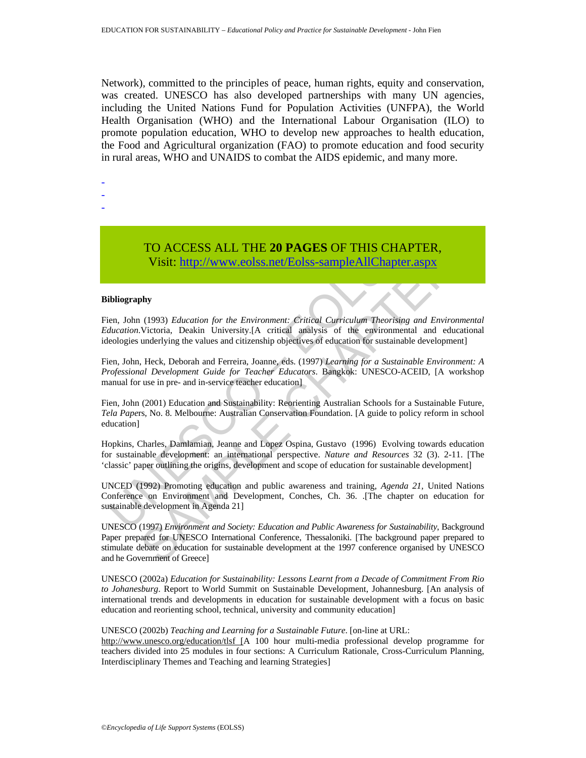Network), committed to the principles of peace, human rights, equity and conservation, was created. UNESCO has also developed partnerships with many UN agencies, including the United Nations Fund for Population Activities (UNFPA), the World Health Organisation (WHO) and the International Labour Organisation (ILO) to promote population education, WHO to develop new approaches to health education, the Food and Agricultural organization (FAO) to promote education and food security in rural areas, WHO and UNAIDS to combat the AIDS epidemic, and many more.

-
-
-

TO ACCESS ALL THE **20 PAGES** OF THIS CHAPTER,
Visit: http://www.eolss.net/Eolss-sampleAllChapter.aspx

**Bibliography**

Fien, John (1993) *Education for the Environment: Critical Curriculum Theorising and Environmental Education*.Victoria, Deakin University.[A critical analysis of the environmental and educational ideologies underlying the values and citizenship objectives of education for sustainable development]

Fien, John, Heck, Deborah and Ferreira, Joanne, eds. (1997) *Learning for a Sustainable Environment: A Professional Development Guide for Teacher Educators*. Bangkok: UNESCO-ACEID, [A workshop manual for use in pre- and in-service teacher education]

Fien, John (2001) Education and Sustainability: Reorienting Australian Schools for a Sustainable Future, *Tela Paper*s, No. 8. Melbourne: Australian Conservation Foundation. [A guide to policy reform in school education]

Hopkins, Charles, Damlamian, Jeanne and Lopez Ospina, Gustavo (1996) Evolving towards education for sustainable development: an international perspective. *Nature and Resources* 32 (3). 2-11. [The 'classic' paper outlining the origins, development and scope of education for sustainable development]

UNCED (1992) Promoting education and public awareness and training, *Agenda 21*, United Nations Conference on Environment and Development, Conches, Ch. 36. .[The chapter on education for sustainable development in Agenda 21]

UNESCO (1997) *Environment and Society: Education and Public Awareness for Sustainability*, Background Paper prepared for UNESCO International Conference, Thessaloniki. [The background paper prepared to stimulate debate on education for sustainable development at the 1997 conference organised by UNESCO and he Government of Greece]

UNESCO (2002a) *Education for Sustainability: Lessons Learnt from a Decade of Commitment From Rio to Johanesburg*. Report to World Summit on Sustainable Development, Johannesburg. [An analysis of international trends and developments in education for sustainable development with a focus on basic education and reorienting school, technical, university and community education]

UNESCO (2002b) *Teaching and Learning for a Sustainable Future*. [on-line at URL: http://www.unesco.org/education/tlsf [A 100 hour multi-media professional develop programme for teachers divided into 25 modules in four sections: A Curriculum Rationale, Cross-Curriculum Planning, Interdisciplinary Themes and Teaching and learning Strategies]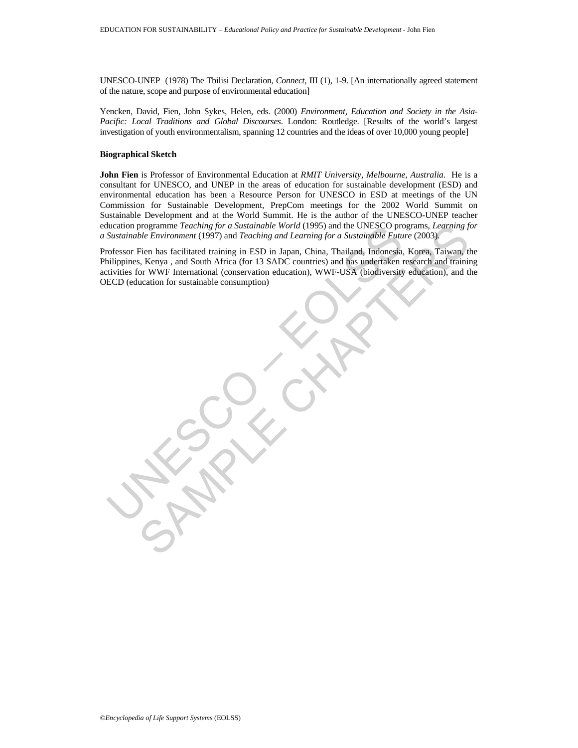UNESCO-UNEP (1978) The Tbilisi Declaration, *Connect*, III (1), 1-9. [An internationally agreed statement of the nature, scope and purpose of environmental education]

Yencken, David, Fien, John Sykes, Helen, eds. (2000) *Environment, Education and Society in the Asia-Pacific: Local Traditions and Global Discourses*. London: Routledge. [Results of the world's largest investigation of youth environmentalism, spanning 12 countries and the ideas of over 10,000 young people]

**Biographical Sketch**

**John Fien** is Professor of Environmental Education at *RMIT University, Melbourne, Australia.* He is a consultant for UNESCO, and UNEP in the areas of education for sustainable development (ESD) and environmental education has been a Resource Person for UNESCO in ESD at meetings of the UN Commission for Sustainable Development, PrepCom meetings for the 2002 World Summit on Sustainable Development and at the World Summit. He is the author of the UNESCO-UNEP teacher education programme *Teaching for a Sustainable World* (1995) and the UNESCO programs, *Learning for a Sustainable Environment* (1997) and *Teaching and Learning for a Sustainable Future* (2003).

Professor Fien has facilitated training in ESD in Japan, China, Thailand, Indonesia, Korea, Taiwan, the Philippines, Kenya , and South Africa (for 13 SADC countries) and has undertaken research and training activities for WWF International (conservation education), WWF-USA (biodiversity education), and the OECD (education for sustainable consumption)